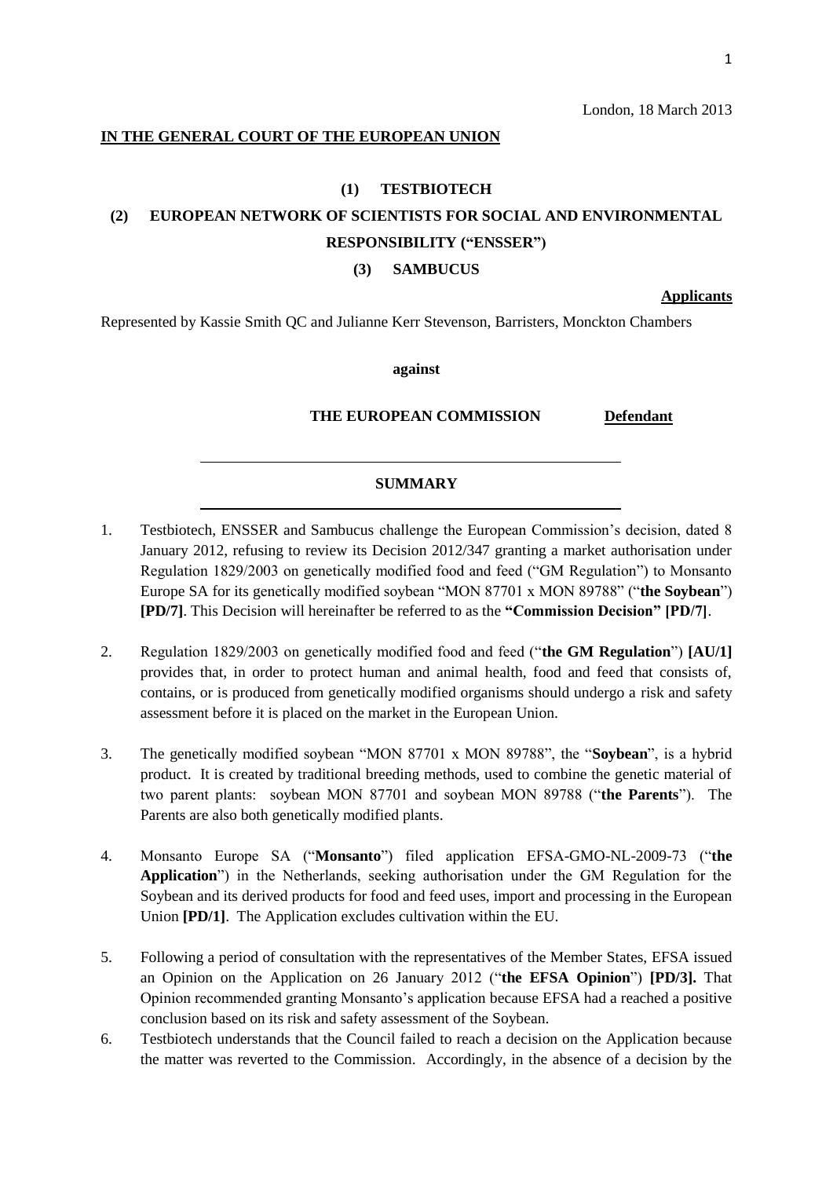London, 18 March 2013

**IN THE GENERAL COURT OF THE EUROPEAN UNION**

**(1) TESTBIOTECH**

**(2) EUROPEAN NETWORK OF SCIENTISTS FOR SOCIAL AND ENVIRONMENTAL RESPONSIBILITY ("ENSSER")**

**(3) SAMBUCUS**

**Applicants**

Represented by Kassie Smith QC and Julianne Kerr Stevenson, Barristers, Monckton Chambers

**against**

**THE EUROPEAN COMMISSION** **Defendant**

---

**SUMMARY**

---

1. Testbiotech, ENSSER and Sambucus challenge the European Commission's decision, dated 8 January 2012, refusing to review its Decision 2012/347 granting a market authorisation under Regulation 1829/2003 on genetically modified food and feed ("GM Regulation") to Monsanto Europe SA for its genetically modified soybean "MON 87701 x MON 89788" ("**the Soybean**") **[PD/7]**. This Decision will hereinafter be referred to as the **"Commission Decision" [PD/7]**.

2. Regulation 1829/2003 on genetically modified food and feed ("**the GM Regulation**") **[AU/1]** provides that, in order to protect human and animal health, food and feed that consists of, contains, or is produced from genetically modified organisms should undergo a risk and safety assessment before it is placed on the market in the European Union.

3. The genetically modified soybean "MON 87701 x MON 89788", the "**Soybean**", is a hybrid product. It is created by traditional breeding methods, used to combine the genetic material of two parent plants: soybean MON 87701 and soybean MON 89788 ("**the Parents**"). The Parents are also both genetically modified plants.

4. Monsanto Europe SA ("**Monsanto**") filed application EFSA-GMO-NL-2009-73 ("**the Application**") in the Netherlands, seeking authorisation under the GM Regulation for the Soybean and its derived products for food and feed uses, import and processing in the European Union **[PD/1]**. The Application excludes cultivation within the EU.

5. Following a period of consultation with the representatives of the Member States, EFSA issued an Opinion on the Application on 26 January 2012 ("**the EFSA Opinion**") **[PD/3].** That Opinion recommended granting Monsanto's application because EFSA had a reached a positive conclusion based on its risk and safety assessment of the Soybean.

6. Testbiotech understands that the Council failed to reach a decision on the Application because the matter was reverted to the Commission. Accordingly, in the absence of a decision by the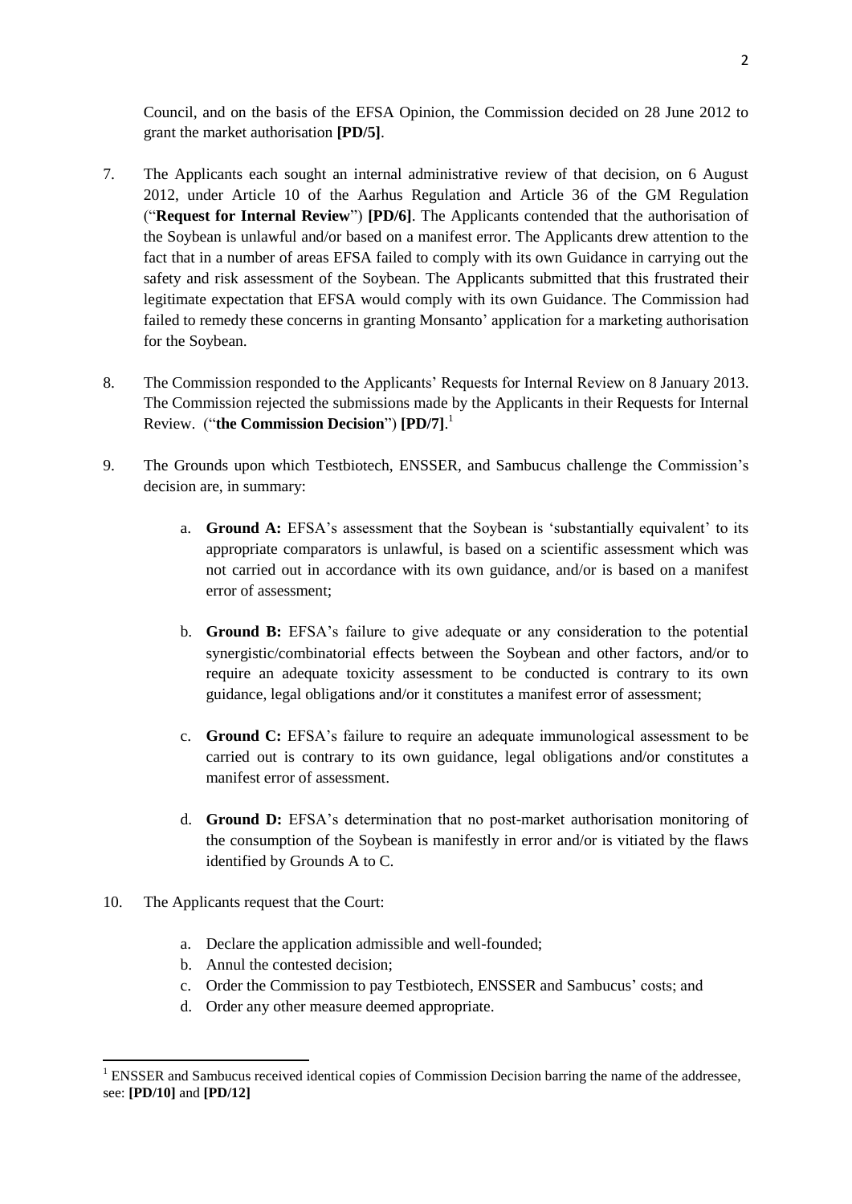Council, and on the basis of the EFSA Opinion, the Commission decided on 28 June 2012 to grant the market authorisation **[PD/5]**.

7. The Applicants each sought an internal administrative review of that decision, on 6 August 2012, under Article 10 of the Aarhus Regulation and Article 36 of the GM Regulation ("**Request for Internal Review**") **[PD/6]**. The Applicants contended that the authorisation of the Soybean is unlawful and/or based on a manifest error. The Applicants drew attention to the fact that in a number of areas EFSA failed to comply with its own Guidance in carrying out the safety and risk assessment of the Soybean. The Applicants submitted that this frustrated their legitimate expectation that EFSA would comply with its own Guidance. The Commission had failed to remedy these concerns in granting Monsanto' application for a marketing authorisation for the Soybean.

8. The Commission responded to the Applicants' Requests for Internal Review on 8 January 2013. The Commission rejected the submissions made by the Applicants in their Requests for Internal Review. ("**the Commission Decision**") **[PD/7]**.[1]

9. The Grounds upon which Testbiotech, ENSSER, and Sambucus challenge the Commission's decision are, in summary:

   a. **Ground A:** EFSA's assessment that the Soybean is 'substantially equivalent' to its appropriate comparators is unlawful, is based on a scientific assessment which was not carried out in accordance with its own guidance, and/or is based on a manifest error of assessment;

   b. **Ground B:** EFSA's failure to give adequate or any consideration to the potential synergistic/combinatorial effects between the Soybean and other factors, and/or to require an adequate toxicity assessment to be conducted is contrary to its own guidance, legal obligations and/or it constitutes a manifest error of assessment;

   c. **Ground C:** EFSA's failure to require an adequate immunological assessment to be carried out is contrary to its own guidance, legal obligations and/or constitutes a manifest error of assessment.

   d. **Ground D:** EFSA's determination that no post-market authorisation monitoring of the consumption of the Soybean is manifestly in error and/or is vitiated by the flaws identified by Grounds A to C.

10. The Applicants request that the Court:

   a. Declare the application admissible and well-founded;
   b. Annul the contested decision;
   c. Order the Commission to pay Testbiotech, ENSSER and Sambucus' costs; and
   d. Order any other measure deemed appropriate.

[1] ENSSER and Sambucus received identical copies of Commission Decision barring the name of the addressee, see: **[PD/10]** and **[PD/12]**